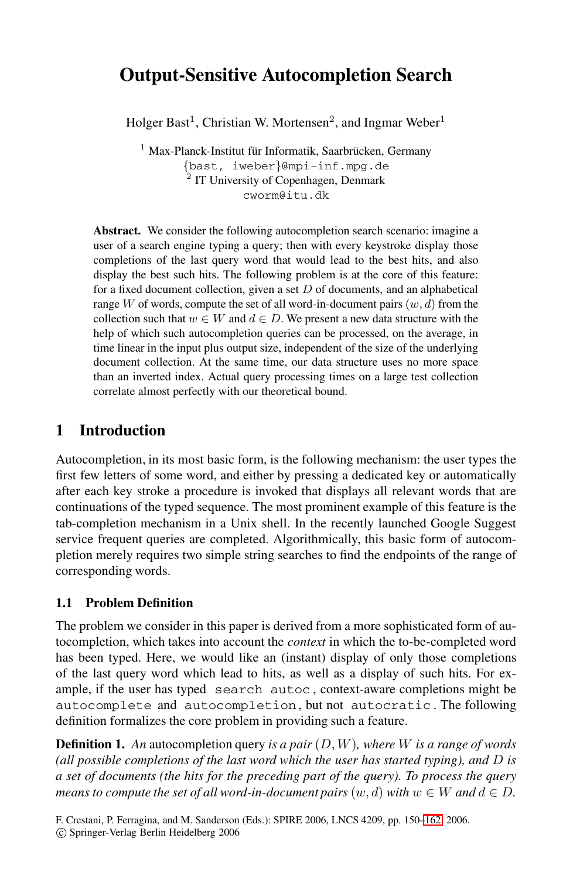# Output-Sensitive Autocompletion Search

Holger Bast[1], Christian W. Mortensen[2], and Ingmar Weber[1]

[1] Max-Planck-Institut für Informatik, Saarbrücken, Germany
{bast, iweber}@mpi-inf.mpg.de
[2] IT University of Copenhagen, Denmark
cworm@itu.dk

**Abstract.** We consider the following autocompletion search scenario: imagine a user of a search engine typing a query; then with every keystroke display those completions of the last query word that would lead to the best hits, and also display the best such hits. The following problem is at the core of this feature: for a fixed document collection, given a set $D$ of documents, and an alphabetical range $W$ of words, compute the set of all word-in-document pairs $(w, d)$ from the collection such that $w \in W$ and $d \in D$. We present a new data structure with the help of which such autocompletion queries can be processed, on the average, in time linear in the input plus output size, independent of the size of the underlying document collection. At the same time, our data structure uses no more space than an inverted index. Actual query processing times on a large test collection correlate almost perfectly with our theoretical bound.

## 1 Introduction

Autocompletion, in its most basic form, is the following mechanism: the user types the first few letters of some word, and either by pressing a dedicated key or automatically after each key stroke a procedure is invoked that displays all relevant words that are continuations of the typed sequence. The most prominent example of this feature is the tab-completion mechanism in a Unix shell. In the recently launched Google Suggest service frequent queries are completed. Algorithmically, this basic form of autocompletion merely requires two simple string searches to find the endpoints of the range of corresponding words.

### 1.1 Problem Definition

The problem we consider in this paper is derived from a more sophisticated form of autocompletion, which takes into account the *context* in which the to-be-completed word has been typed. Here, we would like an (instant) display of only those completions of the last query word which lead to hits, as well as a display of such hits. For example, if the user has typed `search autoc`, context-aware completions might be `autocomplete` and `autocompletion`, but not `autocratic`. The following definition formalizes the core problem in providing such a feature.

**Definition 1.** *An* autocompletion query *is a pair $(D, W)$, where $W$ is a range of words (all possible completions of the last word which the user has started typing), and $D$ is a set of documents (the hits for the preceding part of the query). To process the query means to compute the set of all word-in-document pairs $(w, d)$ with $w \in W$ and $d \in D$.*

F. Crestani, P. Ferragina, and M. Sanderson (Eds.): SPIRE 2006, LNCS 4209, pp. 150–162, 2006.
© Springer-Verlag Berlin Heidelberg 2006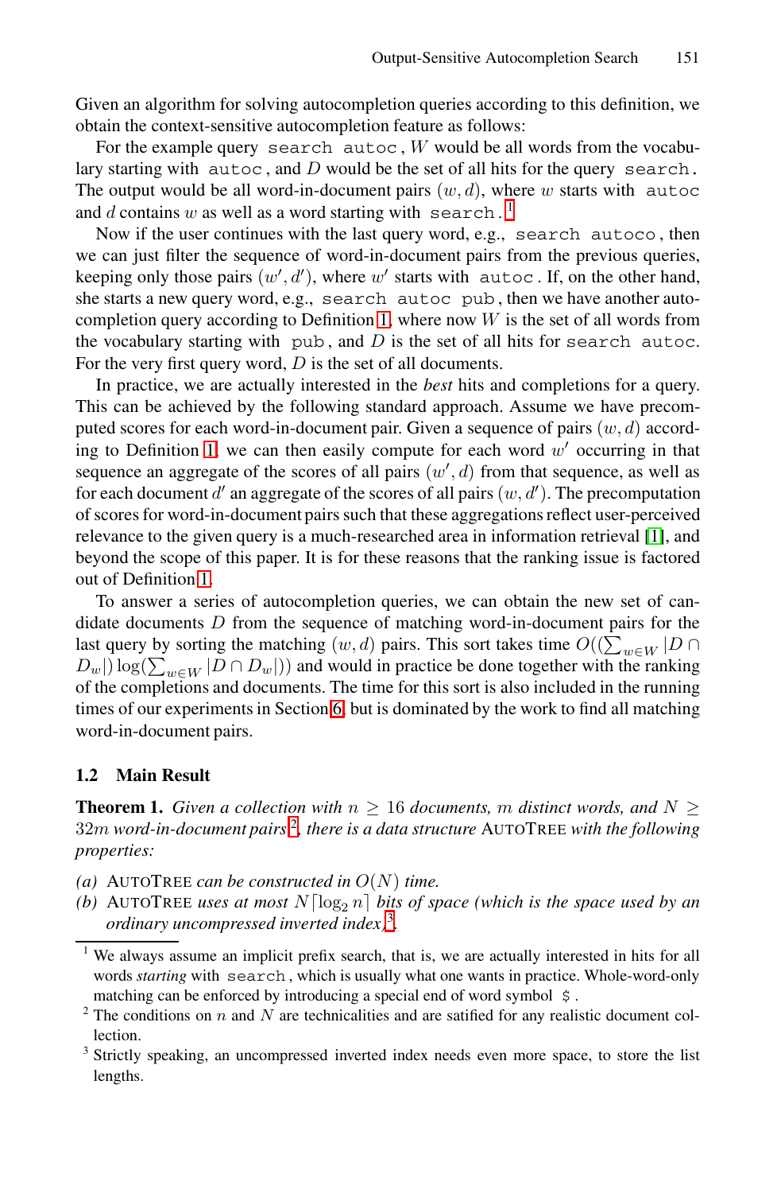Given an algorithm for solving autocompletion queries according to this definition, we obtain the context-sensitive autocompletion feature as follows:

For the example query `search autoc`, $W$ would be all words from the vocabulary starting with `autoc`, and $D$ would be the set of all hits for the query `search`. The output would be all word-in-document pairs $(w, d)$, where $w$ starts with `autoc` and $d$ contains $w$ as well as a word starting with `search`.[1]

Now if the user continues with the last query word, e.g., `search autoco`, then we can just filter the sequence of word-in-document pairs from the previous queries, keeping only those pairs $(w', d')$, where $w'$ starts with `autoc`. If, on the other hand, she starts a new query word, e.g., `search autoc pub`, then we have another autocompletion query according to Definition 1, where now $W$ is the set of all words from the vocabulary starting with `pub`, and $D$ is the set of all hits for `search autoc`. For the very first query word, $D$ is the set of all documents.

In practice, we are actually interested in the *best* hits and completions for a query. This can be achieved by the following standard approach. Assume we have precomputed scores for each word-in-document pair. Given a sequence of pairs $(w, d)$ according to Definition 1, we can then easily compute for each word $w'$ occurring in that sequence an aggregate of the scores of all pairs $(w', d)$ from that sequence, as well as for each document $d'$ an aggregate of the scores of all pairs $(w, d')$. The precomputation of scores for word-in-document pairs such that these aggregations reflect user-perceived relevance to the given query is a much-researched area in information retrieval [1], and beyond the scope of this paper. It is for these reasons that the ranking issue is factored out of Definition 1.

To answer a series of autocompletion queries, we can obtain the new set of candidate documents $D$ from the sequence of matching word-in-document pairs for the last query by sorting the matching $(w, d)$ pairs. This sort takes time $O((\sum_{w \in W} |D \cap D_w|) \log(\sum_{w \in W} |D \cap D_w|))$ and would in practice be done together with the ranking of the completions and documents. The time for this sort is also included in the running times of our experiments in Section 6, but is dominated by the work to find all matching word-in-document pairs.

### 1.2 Main Result

**Theorem 1.** *Given a collection with $n \geq 16$ documents, $m$ distinct words, and $N \geq 32m$ word-in-document pairs*[2]*, there is a data structure* AUTOTREE *with the following properties:*

*(a)* AUTOTREE *can be constructed in $O(N)$ time.*
*(b)* AUTOTREE *uses at most $N \lceil \log_2 n \rceil$ bits of space (which is the space used by an ordinary uncompressed inverted index)*[3]*.*

---

[1] We always assume an implicit prefix search, that is, we are actually interested in hits for all words *starting* with `search`, which is usually what one wants in practice. Whole-word-only matching can be enforced by introducing a special end of word symbol `$`.

[2] The conditions on $n$ and $N$ are technicalities and are satified for any realistic document collection.

[3] Strictly speaking, an uncompressed inverted index needs even more space, to store the list lengths.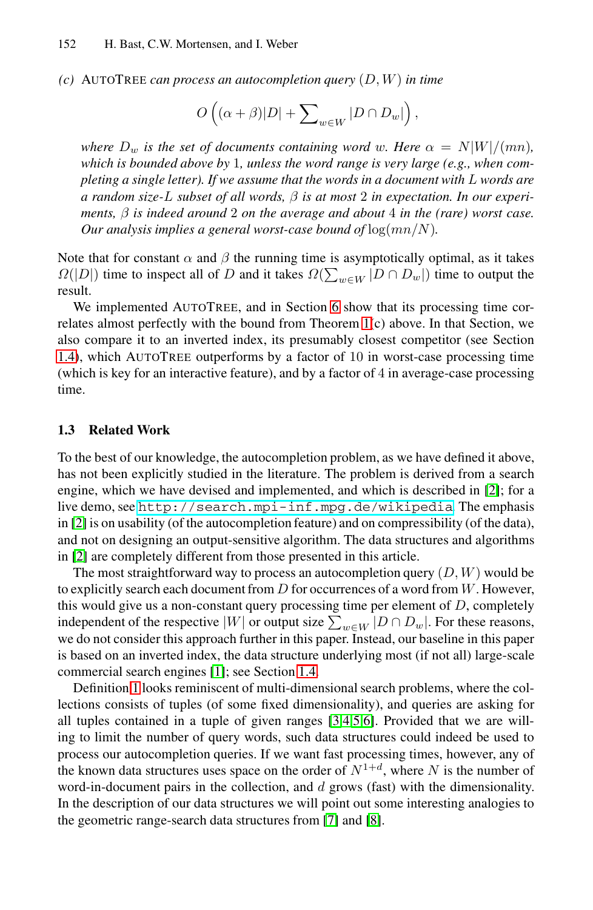*(c)* AUTOTREE *can process an autocompletion query* $(D, W)$ *in time*

$$O\left((\alpha + \beta)|D| + \sum\nolimits_{w \in W} |D \cap D_w|\right),$$

*where* $D_w$ *is the set of documents containing word* $w$*. Here* $\alpha = N|W|/(mn)$*, which is bounded above by* $1$*, unless the word range is very large (e.g., when completing a single letter). If we assume that the words in a document with* $L$ *words are a random size-*$L$ *subset of all words,* $\beta$ *is at most* $2$ *in expectation. In our experiments,* $\beta$ *is indeed around* $2$ *on the average and about* $4$ *in the (rare) worst case. Our analysis implies a general worst-case bound of* $\log(mn/N)$*.*

Note that for constant $\alpha$ and $\beta$ the running time is asymptotically optimal, as it takes $\Omega(|D|)$ time to inspect all of $D$ and it takes $\Omega(\sum_{w \in W} |D \cap D_w|)$ time to output the result.

We implemented AUTOTREE, and in Section 6 show that its processing time correlates almost perfectly with the bound from Theorem 1(c) above. In that Section, we also compare it to an inverted index, its presumably closest competitor (see Section 1.4), which AUTOTREE outperforms by a factor of 10 in worst-case processing time (which is key for an interactive feature), and by a factor of 4 in average-case processing time.

### 1.3 Related Work

To the best of our knowledge, the autocompletion problem, as we have defined it above, has not been explicitly studied in the literature. The problem is derived from a search engine, which we have devised and implemented, and which is described in [2]; for a live demo, see `http://search.mpi-inf.mpg.de/wikipedia`. The emphasis in [2] is on usability (of the autocompletion feature) and on compressibility (of the data), and not on designing an output-sensitive algorithm. The data structures and algorithms in [2] are completely different from those presented in this article.

The most straightforward way to process an autocompletion query $(D, W)$ would be to explicitly search each document from $D$ for occurrences of a word from $W$. However, this would give us a non-constant query processing time per element of $D$, completely independent of the respective $|W|$ or output size $\sum_{w \in W} |D \cap D_w|$. For these reasons, we do not consider this approach further in this paper. Instead, our baseline in this paper is based on an inverted index, the data structure underlying most (if not all) large-scale commercial search engines [1]; see Section 1.4.

Definition 1 looks reminiscent of multi-dimensional search problems, where the collections consists of tuples (of some fixed dimensionality), and queries are asking for all tuples contained in a tuple of given ranges [3,4,5,6]. Provided that we are willing to limit the number of query words, such data structures could indeed be used to process our autocompletion queries. If we want fast processing times, however, any of the known data structures uses space on the order of $N^{1+d}$, where $N$ is the number of word-in-document pairs in the collection, and $d$ grows (fast) with the dimensionality. In the description of our data structures we will point out some interesting analogies to the geometric range-search data structures from [7] and [8].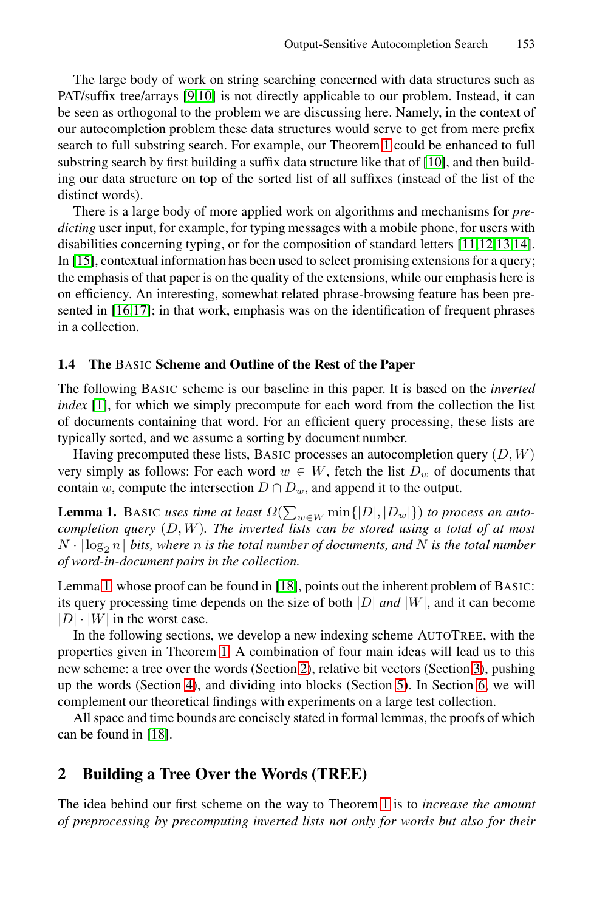The large body of work on string searching concerned with data structures such as PAT/suffix tree/arrays [9,10] is not directly applicable to our problem. Instead, it can be seen as orthogonal to the problem we are discussing here. Namely, in the context of our autocompletion problem these data structures would serve to get from mere prefix search to full substring search. For example, our Theorem 1 could be enhanced to full substring search by first building a suffix data structure like that of [10], and then building our data structure on top of the sorted list of all suffixes (instead of the list of the distinct words).

There is a large body of more applied work on algorithms and mechanisms for *predicting* user input, for example, for typing messages with a mobile phone, for users with disabilities concerning typing, or for the composition of standard letters [11,12,13,14]. In [15], contextual information has been used to select promising extensions for a query; the emphasis of that paper is on the quality of the extensions, while our emphasis here is on efficiency. An interesting, somewhat related phrase-browsing feature has been presented in [16,17]; in that work, emphasis was on the identification of frequent phrases in a collection.

### 1.4 The Basic Scheme and Outline of the Rest of the Paper

The following Basic scheme is our baseline in this paper. It is based on the *inverted index* [1], for which we simply precompute for each word from the collection the list of documents containing that word. For an efficient query processing, these lists are typically sorted, and we assume a sorting by document number.

Having precomputed these lists, Basic processes an autocompletion query $(D, W)$ very simply as follows: For each word $w \in W$, fetch the list $D_w$ of documents that contain $w$, compute the intersection $D \cap D_w$, and append it to the output.

**Lemma 1.** Basic *uses time at least* $\Omega(\sum_{w \in W} \min\{|D|, |D_w|\})$ *to process an autocompletion query* $(D, W)$*. The inverted lists can be stored using a total of at most* $N \cdot \lceil \log_2 n \rceil$ *bits, where* $n$ *is the total number of documents, and* $N$ *is the total number of word-in-document pairs in the collection.*

Lemma 1, whose proof can be found in [18], points out the inherent problem of Basic: its query processing time depends on the size of both $|D|$ *and* $|W|$, and it can become $|D| \cdot |W|$ in the worst case.

In the following sections, we develop a new indexing scheme AutoTree, with the properties given in Theorem 1. A combination of four main ideas will lead us to this new scheme: a tree over the words (Section 2), relative bit vectors (Section 3), pushing up the words (Section 4), and dividing into blocks (Section 5). In Section 6, we will complement our theoretical findings with experiments on a large test collection.

All space and time bounds are concisely stated in formal lemmas, the proofs of which can be found in [18].

## 2 Building a Tree Over the Words (TREE)

The idea behind our first scheme on the way to Theorem 1 is to *increase the amount of preprocessing by precomputing inverted lists not only for words but also for their*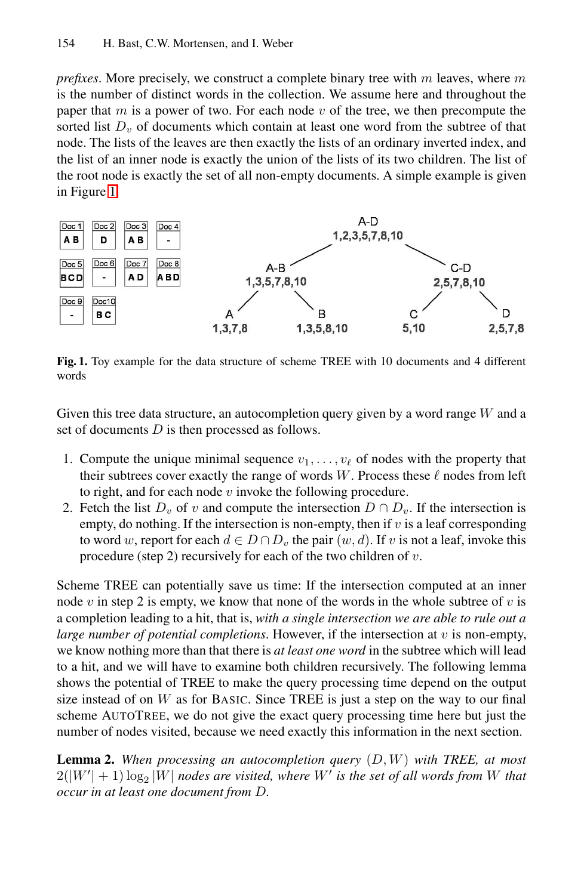*prefixes*. More precisely, we construct a complete binary tree with $m$ leaves, where $m$ is the number of distinct words in the collection. We assume here and throughout the paper that $m$ is a power of two. For each node $v$ of the tree, we then precompute the sorted list $D_v$ of documents which contain at least one word from the subtree of that node. The lists of the leaves are then exactly the lists of an ordinary inverted index, and the list of an inner node is exactly the union of the lists of its two children. The list of the root node is exactly the set of all non-empty documents. A simple example is given in Figure 1.

**Fig. 1.** Toy example for the data structure of scheme TREE with 10 documents and 4 different words

Given this tree data structure, an autocompletion query given by a word range $W$ and a set of documents $D$ is then processed as follows.

1. Compute the unique minimal sequence $v_1, \ldots, v_\ell$ of nodes with the property that their subtrees cover exactly the range of words $W$. Process these $\ell$ nodes from left to right, and for each node $v$ invoke the following procedure.
2. Fetch the list $D_v$ of $v$ and compute the intersection $D \cap D_v$. If the intersection is empty, do nothing. If the intersection is non-empty, then if $v$ is a leaf corresponding to word $w$, report for each $d \in D \cap D_v$ the pair $(w, d)$. If $v$ is not a leaf, invoke this procedure (step 2) recursively for each of the two children of $v$.

Scheme TREE can potentially save us time: If the intersection computed at an inner node $v$ in step 2 is empty, we know that none of the words in the whole subtree of $v$ is a completion leading to a hit, that is, *with a single intersection we are able to rule out a large number of potential completions*. However, if the intersection at $v$ is non-empty, we know nothing more than that there is *at least one word* in the subtree which will lead to a hit, and we will have to examine both children recursively. The following lemma shows the potential of TREE to make the query processing time depend on the output size instead of on $W$ as for BASIC. Since TREE is just a step on the way to our final scheme AUTOTREE, we do not give the exact query processing time here but just the number of nodes visited, because we need exactly this information in the next section.

**Lemma 2.** *When processing an autocompletion query* $(D, W)$ *with TREE, at most* $2(|W'| + 1) \log_2 |W|$ *nodes are visited, where* $W'$ *is the set of all words from* $W$ *that occur in at least one document from* $D$.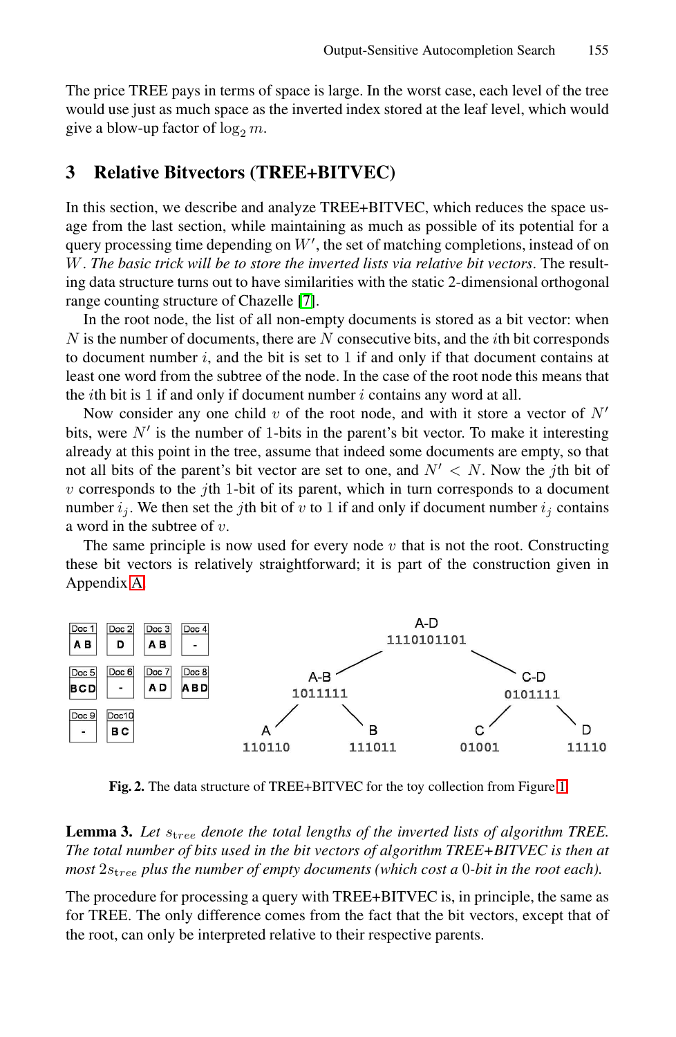The price TREE pays in terms of space is large. In the worst case, each level of the tree would use just as much space as the inverted index stored at the leaf level, which would give a blow-up factor of $\log_2 m$.

## 3 Relative Bitvectors (TREE+BITVEC)

In this section, we describe and analyze TREE+BITVEC, which reduces the space usage from the last section, while maintaining as much as possible of its potential for a query processing time depending on $W'$, the set of matching completions, instead of on $W$. *The basic trick will be to store the inverted lists via relative bit vectors*. The resulting data structure turns out to have similarities with the static 2-dimensional orthogonal range counting structure of Chazelle [7].

In the root node, the list of all non-empty documents is stored as a bit vector: when $N$ is the number of documents, there are $N$ consecutive bits, and the $i$th bit corresponds to document number $i$, and the bit is set to 1 if and only if that document contains at least one word from the subtree of the node. In the case of the root node this means that the $i$th bit is 1 if and only if document number $i$ contains any word at all.

Now consider any one child $v$ of the root node, and with it store a vector of $N'$ bits, were $N'$ is the number of 1-bits in the parent's bit vector. To make it interesting already at this point in the tree, assume that indeed some documents are empty, so that not all bits of the parent's bit vector are set to one, and $N' < N$. Now the $j$th bit of $v$ corresponds to the $j$th 1-bit of its parent, which in turn corresponds to a document number $i_j$. We then set the $j$th bit of $v$ to 1 if and only if document number $i_j$ contains a word in the subtree of $v$.

The same principle is now used for every node $v$ that is not the root. Constructing these bit vectors is relatively straightforward; it is part of the construction given in Appendix A.

| Doc 1 | Doc 2 | Doc 3 | Doc 4 |
|---|---|---|---|
| A B | D | A B | - |
| **Doc 5** | **Doc 6** | **Doc 7** | **Doc 8** |
| B C D | - | A D | A B D |
| **Doc 9** | **Doc10** | | |
| - | B C | | |

```
                    A-D
                 1110101101
               /            \
           A-B                C-D
         1011111            0101111
         /     \            /     \
        A       B          C       D
     110110   111011     01001   11110
```

**Fig. 2.** The data structure of TREE+BITVEC for the toy collection from Figure 1

**Lemma 3.** *Let $s_{tree}$ denote the total lengths of the inverted lists of algorithm TREE. The total number of bits used in the bit vectors of algorithm TREE+BITVEC is then at most $2s_{tree}$ plus the number of empty documents (which cost a 0-bit in the root each).*

The procedure for processing a query with TREE+BITVEC is, in principle, the same as for TREE. The only difference comes from the fact that the bit vectors, except that of the root, can only be interpreted relative to their respective parents.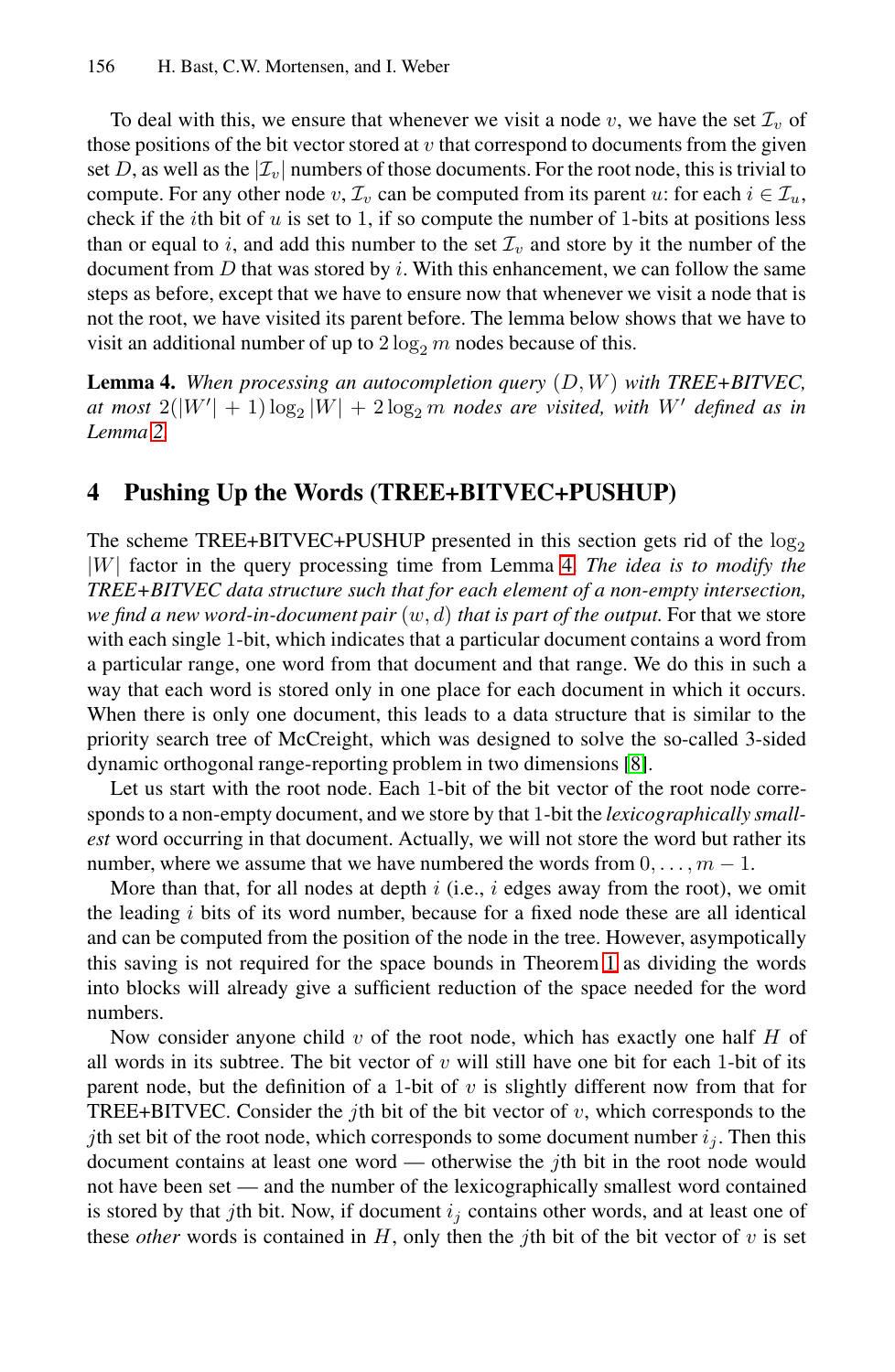To deal with this, we ensure that whenever we visit a node $v$, we have the set $\mathcal{I}_v$ of those positions of the bit vector stored at $v$ that correspond to documents from the given set $D$, as well as the $|\mathcal{I}_v|$ numbers of those documents. For the root node, this is trivial to compute. For any other node $v$, $\mathcal{I}_v$ can be computed from its parent $u$: for each $i \in \mathcal{I}_u$, check if the $i$th bit of $u$ is set to 1, if so compute the number of 1-bits at positions less than or equal to $i$, and add this number to the set $\mathcal{I}_v$ and store by it the number of the document from $D$ that was stored by $i$. With this enhancement, we can follow the same steps as before, except that we have to ensure now that whenever we visit a node that is not the root, we have visited its parent before. The lemma below shows that we have to visit an additional number of up to $2\log_2 m$ nodes because of this.

**Lemma 4.** *When processing an autocompletion query $(D, W)$ with TREE+BITVEC, at most $2(|W'| + 1)\log_2 |W| + 2\log_2 m$ nodes are visited, with $W'$ defined as in Lemma 2.*

## 4 Pushing Up the Words (TREE+BITVEC+PUSHUP)

The scheme TREE+BITVEC+PUSHUP presented in this section gets rid of the $\log_2 |W|$ factor in the query processing time from Lemma 4. *The idea is to modify the TREE+BITVEC data structure such that for each element of a non-empty intersection, we find a new word-in-document pair $(w, d)$ that is part of the output.* For that we store with each single 1-bit, which indicates that a particular document contains a word from a particular range, one word from that document and that range. We do this in such a way that each word is stored only in one place for each document in which it occurs. When there is only one document, this leads to a data structure that is similar to the priority search tree of McCreight, which was designed to solve the so-called 3-sided dynamic orthogonal range-reporting problem in two dimensions [8].

Let us start with the root node. Each 1-bit of the bit vector of the root node corresponds to a non-empty document, and we store by that 1-bit the *lexicographically smallest* word occurring in that document. Actually, we will not store the word but rather its number, where we assume that we have numbered the words from $0, \ldots, m-1$.

More than that, for all nodes at depth $i$ (i.e., $i$ edges away from the root), we omit the leading $i$ bits of its word number, because for a fixed node these are all identical and can be computed from the position of the node in the tree. However, asymptotically this saving is not required for the space bounds in Theorem 1 as dividing the words into blocks will already give a sufficient reduction of the space needed for the word numbers.

Now consider anyone child $v$ of the root node, which has exactly one half $H$ of all words in its subtree. The bit vector of $v$ will still have one bit for each 1-bit of its parent node, but the definition of a 1-bit of $v$ is slightly different now from that for TREE+BITVEC. Consider the $j$th bit of the bit vector of $v$, which corresponds to the $j$th set bit of the root node, which corresponds to some document number $i_j$. Then this document contains at least one word — otherwise the $j$th bit in the root node would not have been set — and the number of the lexicographically smallest word contained is stored by that $j$th bit. Now, if document $i_j$ contains other words, and at least one of these *other* words is contained in $H$, only then the $j$th bit of the bit vector of $v$ is set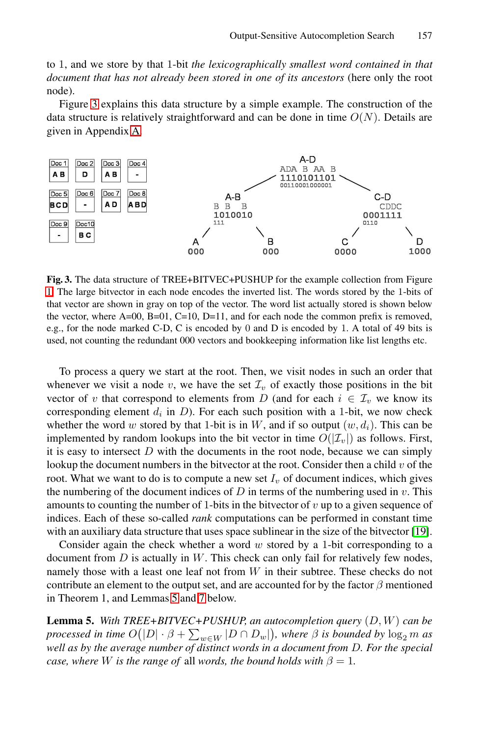to 1, and we store by that 1-bit *the lexicographically smallest word contained in that document that has not already been stored in one of its ancestors* (here only the root node).

Figure 3 explains this data structure by a simple example. The construction of the data structure is relatively straightforward and can be done in time $O(N)$. Details are given in Appendix A.

**Fig. 3.** The data structure of TREE+BITVEC+PUSHUP for the example collection from Figure 1. The large bitvector in each node encodes the inverted list. The words stored by the 1-bits of that vector are shown in gray on top of the vector. The word list actually stored is shown below the vector, where A=00, B=01, C=10, D=11, and for each node the common prefix is removed, e.g., for the node marked C-D, C is encoded by 0 and D is encoded by 1. A total of 49 bits is used, not counting the redundant 000 vectors and bookkeeping information like list lengths etc.

To process a query we start at the root. Then, we visit nodes in such an order that whenever we visit a node $v$, we have the set $\mathcal{I}_v$ of exactly those positions in the bit vector of $v$ that correspond to elements from $D$ (and for each $i \in \mathcal{I}_v$ we know its corresponding element $d_i$ in $D$). For each such position with a 1-bit, we now check whether the word $w$ stored by that 1-bit is in $W$, and if so output $(w, d_i)$. This can be implemented by random lookups into the bit vector in time $O(|\mathcal{I}_v|)$ as follows. First, it is easy to intersect $D$ with the documents in the root node, because we can simply lookup the document numbers in the bitvector at the root. Consider then a child $v$ of the root. What we want to do is to compute a new set $I_v$ of document indices, which gives the numbering of the document indices of $D$ in terms of the numbering used in $v$. This amounts to counting the number of 1-bits in the bitvector of $v$ up to a given sequence of indices. Each of these so-called *rank* computations can be performed in constant time with an auxiliary data structure that uses space sublinear in the size of the bitvector [19].

Consider again the check whether a word $w$ stored by a 1-bit corresponding to a document from $D$ is actually in $W$. This check can only fail for relatively few nodes, namely those with a least one leaf not from $W$ in their subtree. These checks do not contribute an element to the output set, and are accounted for by the factor $\beta$ mentioned in Theorem 1, and Lemmas 5 and 7 below.

**Lemma 5.** *With TREE+BITVEC+PUSHUP, an autocompletion query $(D, W)$ can be processed in time $O\big(|D| \cdot \beta + \sum_{w \in W} |D \cap D_w|\big)$, where $\beta$ is bounded by $\log_2 m$ as well as by the average number of distinct words in a document from $D$. For the special case, where $W$ is the range of* all *words, the bound holds with $\beta = 1$.*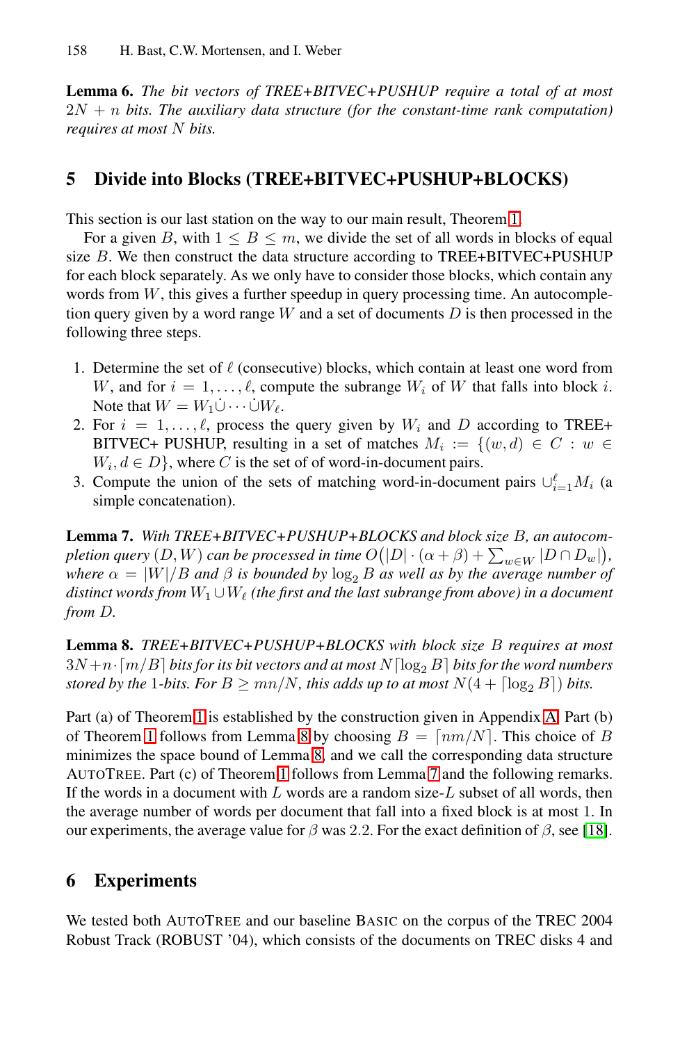**Lemma 6.** *The bit vectors of TREE+BITVEC+PUSHUP require a total of at most $2N + n$ bits. The auxiliary data structure (for the constant-time rank computation) requires at most $N$ bits.*

## 5 Divide into Blocks (TREE+BITVEC+PUSHUP+BLOCKS)

This section is our last station on the way to our main result, Theorem 1.

For a given $B$, with $1 \leq B \leq m$, we divide the set of all words in blocks of equal size $B$. We then construct the data structure according to TREE+BITVEC+PUSHUP for each block separately. As we only have to consider those blocks, which contain any words from $W$, this gives a further speedup in query processing time. An autocompletion query given by a word range $W$ and a set of documents $D$ is then processed in the following three steps.

1. Determine the set of $\ell$ (consecutive) blocks, which contain at least one word from $W$, and for $i = 1, \ldots, \ell$, compute the subrange $W_i$ of $W$ that falls into block $i$. Note that $W = W_1 \dot{\cup} \cdots \dot{\cup} W_\ell$.
2. For $i = 1, \ldots, \ell$, process the query given by $W_i$ and $D$ according to TREE+ BITVEC+ PUSHUP, resulting in a set of matches $M_i := \{(w, d) \in C : w \in W_i, d \in D\}$, where $C$ is the set of of word-in-document pairs.
3. Compute the union of the sets of matching word-in-document pairs $\cup_{i=1}^{\ell} M_i$ (a simple concatenation).

**Lemma 7.** *With TREE+BITVEC+PUSHUP+BLOCKS and block size $B$, an autocompletion query $(D, W)$ can be processed in time $O\big(|D| \cdot (\alpha + \beta) + \sum_{w \in W} |D \cap D_w|\big)$, where $\alpha = |W|/B$ and $\beta$ is bounded by $\log_2 B$ as well as by the average number of distinct words from $W_1 \cup W_\ell$ (the first and the last subrange from above) in a document from $D$.*

**Lemma 8.** *TREE+BITVEC+PUSHUP+BLOCKS with block size $B$ requires at most $3N + n \cdot \lceil m/B \rceil$ bits for its bit vectors and at most $N \lceil \log_2 B \rceil$ bits for the word numbers stored by the 1-bits. For $B \geq mn/N$, this adds up to at most $N(4 + \lceil \log_2 B \rceil)$ bits.*

Part (a) of Theorem 1 is established by the construction given in Appendix A. Part (b) of Theorem 1 follows from Lemma 8 by choosing $B = \lceil nm/N \rceil$. This choice of $B$ minimizes the space bound of Lemma 8, and we call the corresponding data structure AUTOTREE. Part (c) of Theorem 1 follows from Lemma 7 and the following remarks. If the words in a document with $L$ words are a random size-$L$ subset of all words, then the average number of words per document that fall into a fixed block is at most 1. In our experiments, the average value for $\beta$ was 2.2. For the exact definition of $\beta$, see [18].

## 6 Experiments

We tested both AUTOTREE and our baseline BASIC on the corpus of the TREC 2004 Robust Track (ROBUST '04), which consists of the documents on TREC disks 4 and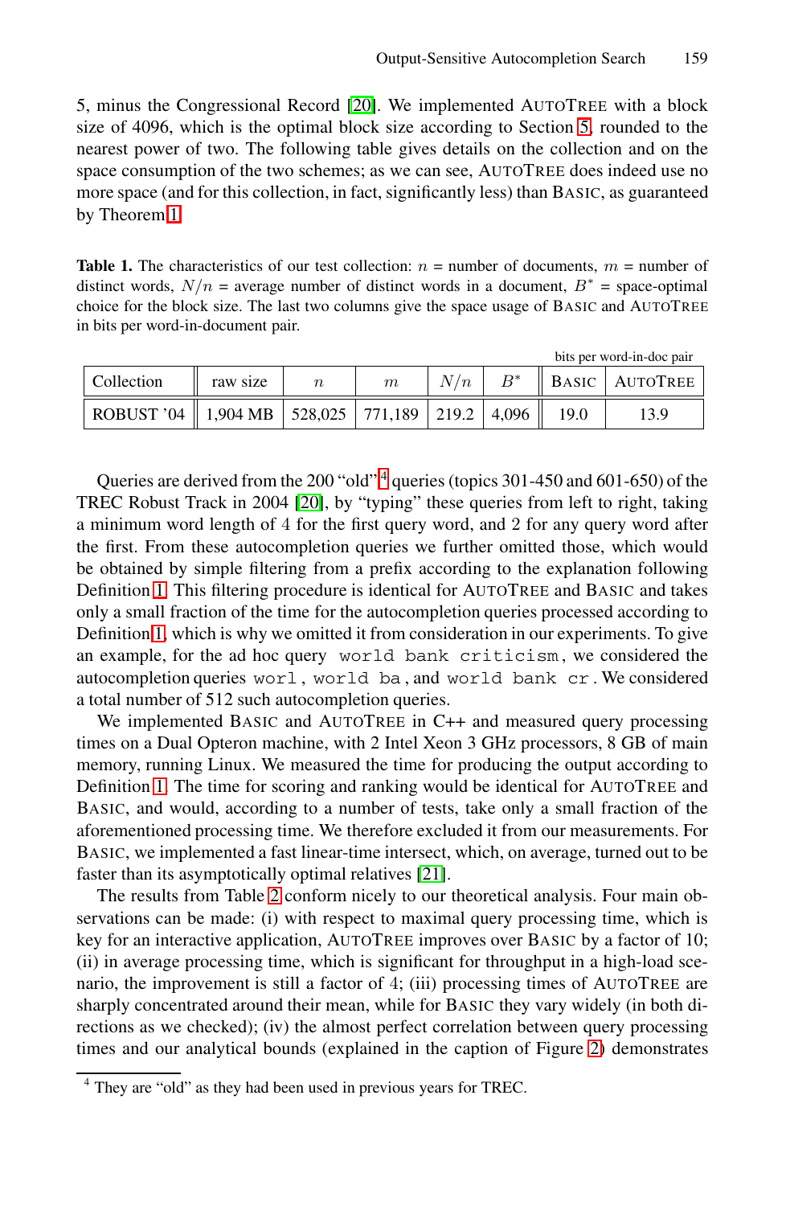5, minus the Congressional Record [20]. We implemented AUTOTREE with a block size of 4096, which is the optimal block size according to Section 5, rounded to the nearest power of two. The following table gives details on the collection and on the space consumption of the two schemes; as we can see, AUTOTREE does indeed use no more space (and for this collection, in fact, significantly less) than BASIC, as guaranteed by Theorem 1.

**Table 1.** The characteristics of our test collection: $n$ = number of documents, $m$ = number of distinct words, $N/n$ = average number of distinct words in a document, $B^*$ = space-optimal choice for the block size. The last two columns give the space usage of BASIC and AUTOTREE in bits per word-in-document pair.

| Collection | raw size | $n$ | $m$ | $N/n$ | $B^*$ | bits per word-in-doc pair: BASIC | bits per word-in-doc pair: AUTOTREE |
|---|---|---|---|---|---|---|---|
| ROBUST '04 | 1,904 MB | 528,025 | 771,189 | 219.2 | 4,096 | 19.0 | 13.9 |

Queries are derived from the 200 "old"[4] queries (topics 301-450 and 601-650) of the TREC Robust Track in 2004 [20], by "typing" these queries from left to right, taking a minimum word length of 4 for the first query word, and 2 for any query word after the first. From these autocompletion queries we further omitted those, which would be obtained by simple filtering from a prefix according to the explanation following Definition 1. This filtering procedure is identical for AUTOTREE and BASIC and takes only a small fraction of the time for the autocompletion queries processed according to Definition 1, which is why we omitted it from consideration in our experiments. To give an example, for the ad hoc query `world bank criticism`, we considered the autocompletion queries `worl`, `world ba`, and `world bank cr`. We considered a total number of 512 such autocompletion queries.

We implemented BASIC and AUTOTREE in C++ and measured query processing times on a Dual Opteron machine, with 2 Intel Xeon 3 GHz processors, 8 GB of main memory, running Linux. We measured the time for producing the output according to Definition 1. The time for scoring and ranking would be identical for AUTOTREE and BASIC, and would, according to a number of tests, take only a small fraction of the aforementioned processing time. We therefore excluded it from our measurements. For BASIC, we implemented a fast linear-time intersect, which, on average, turned out to be faster than its asymptotically optimal relatives [21].

The results from Table 2 conform nicely to our theoretical analysis. Four main observations can be made: (i) with respect to maximal query processing time, which is key for an interactive application, AUTOTREE improves over BASIC by a factor of 10; (ii) in average processing time, which is significant for throughput in a high-load scenario, the improvement is still a factor of 4; (iii) processing times of AUTOTREE are sharply concentrated around their mean, while for BASIC they vary widely (in both directions as we checked); (iv) the almost perfect correlation between query processing times and our analytical bounds (explained in the caption of Figure 2) demonstrates

[4] They are "old" as they had been used in previous years for TREC.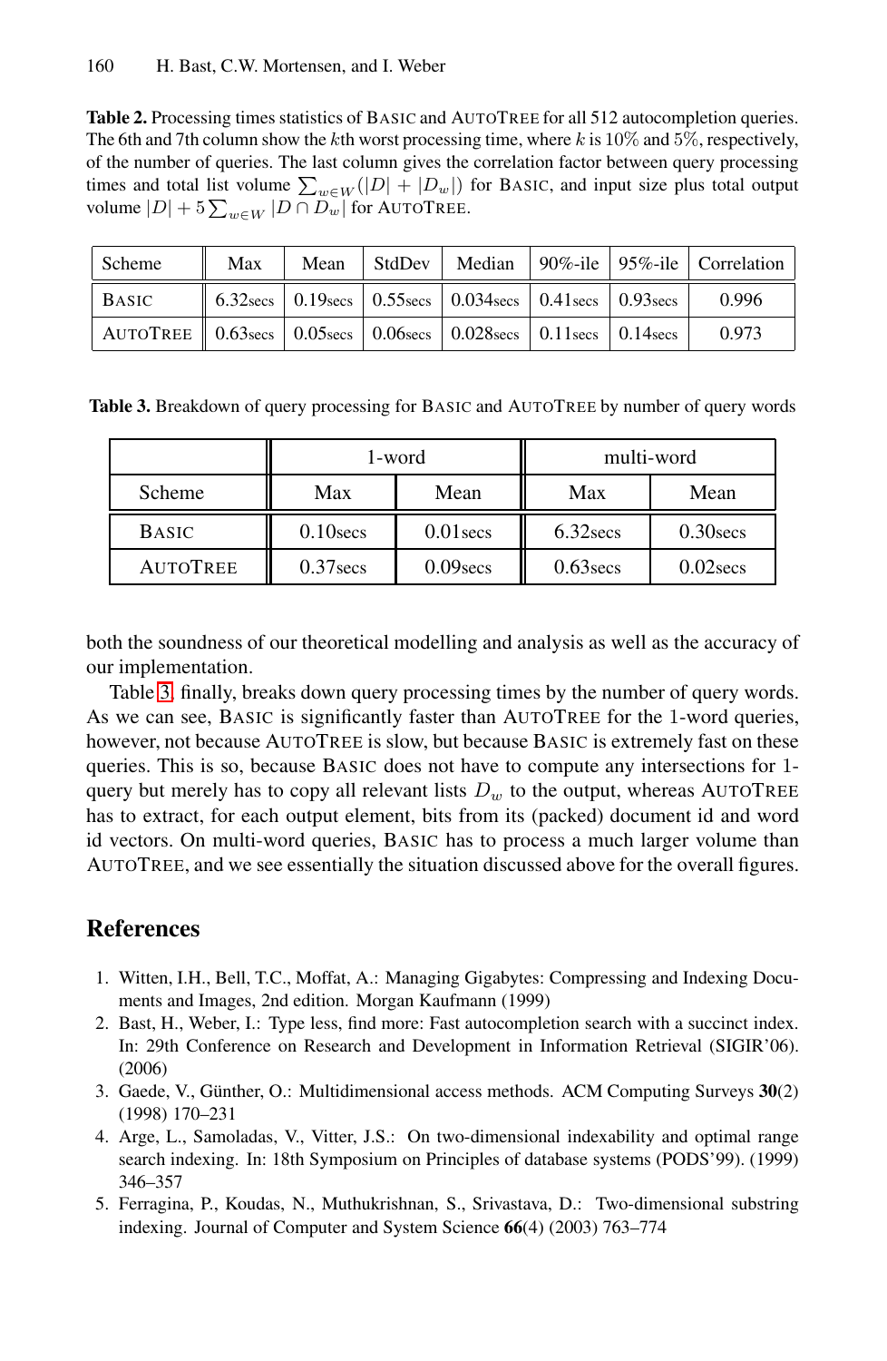**Table 2.** Processing times statistics of BASIC and AUTOTREE for all 512 autocompletion queries. The 6th and 7th column show the $k$th worst processing time, where $k$ is 10% and 5%, respectively, of the number of queries. The last column gives the correlation factor between query processing times and total list volume $\sum_{w \in W}(|D| + |D_w|)$ for BASIC, and input size plus total output volume $|D| + 5\sum_{w \in W} |D \cap D_w|$ for AUTOTREE.

| Scheme | Max | Mean | StdDev | Median | 90%-ile | 95%-ile | Correlation |
|---|---|---|---|---|---|---|---|
| BASIC | 6.32secs | 0.19secs | 0.55secs | 0.034secs | 0.41secs | 0.93secs | 0.996 |
| AUTOTREE | 0.63secs | 0.05secs | 0.06secs | 0.028secs | 0.11secs | 0.14secs | 0.973 |

**Table 3.** Breakdown of query processing for BASIC and AUTOTREE by number of query words

| | 1-word | | multi-word | |
|---|---|---|---|---|
| Scheme | Max | Mean | Max | Mean |
| BASIC | 0.10secs | 0.01secs | 6.32secs | 0.30secs |
| AUTOTREE | 0.37secs | 0.09secs | 0.63secs | 0.02secs |

both the soundness of our theoretical modelling and analysis as well as the accuracy of our implementation.

Table 3, finally, breaks down query processing times by the number of query words. As we can see, BASIC is significantly faster than AUTOTREE for the 1-word queries, however, not because AUTOTREE is slow, but because BASIC is extremely fast on these queries. This is so, because BASIC does not have to compute any intersections for 1-query but merely has to copy all relevant lists $D_w$ to the output, whereas AUTOTREE has to extract, for each output element, bits from its (packed) document id and word id vectors. On multi-word queries, BASIC has to process a much larger volume than AUTOTREE, and we see essentially the situation discussed above for the overall figures.

## References

1. Witten, I.H., Bell, T.C., Moffat, A.: Managing Gigabytes: Compressing and Indexing Documents and Images, 2nd edition. Morgan Kaufmann (1999)
2. Bast, H., Weber, I.: Type less, find more: Fast autocompletion search with a succinct index. In: 29th Conference on Research and Development in Information Retrieval (SIGIR'06). (2006)
3. Gaede, V., Günther, O.: Multidimensional access methods. ACM Computing Surveys **30**(2) (1998) 170–231
4. Arge, L., Samoladas, V., Vitter, J.S.: On two-dimensional indexability and optimal range search indexing. In: 18th Symposium on Principles of database systems (PODS'99). (1999) 346–357
5. Ferragina, P., Koudas, N., Muthukrishnan, S., Srivastava, D.: Two-dimensional substring indexing. Journal of Computer and System Science **66**(4) (2003) 763–774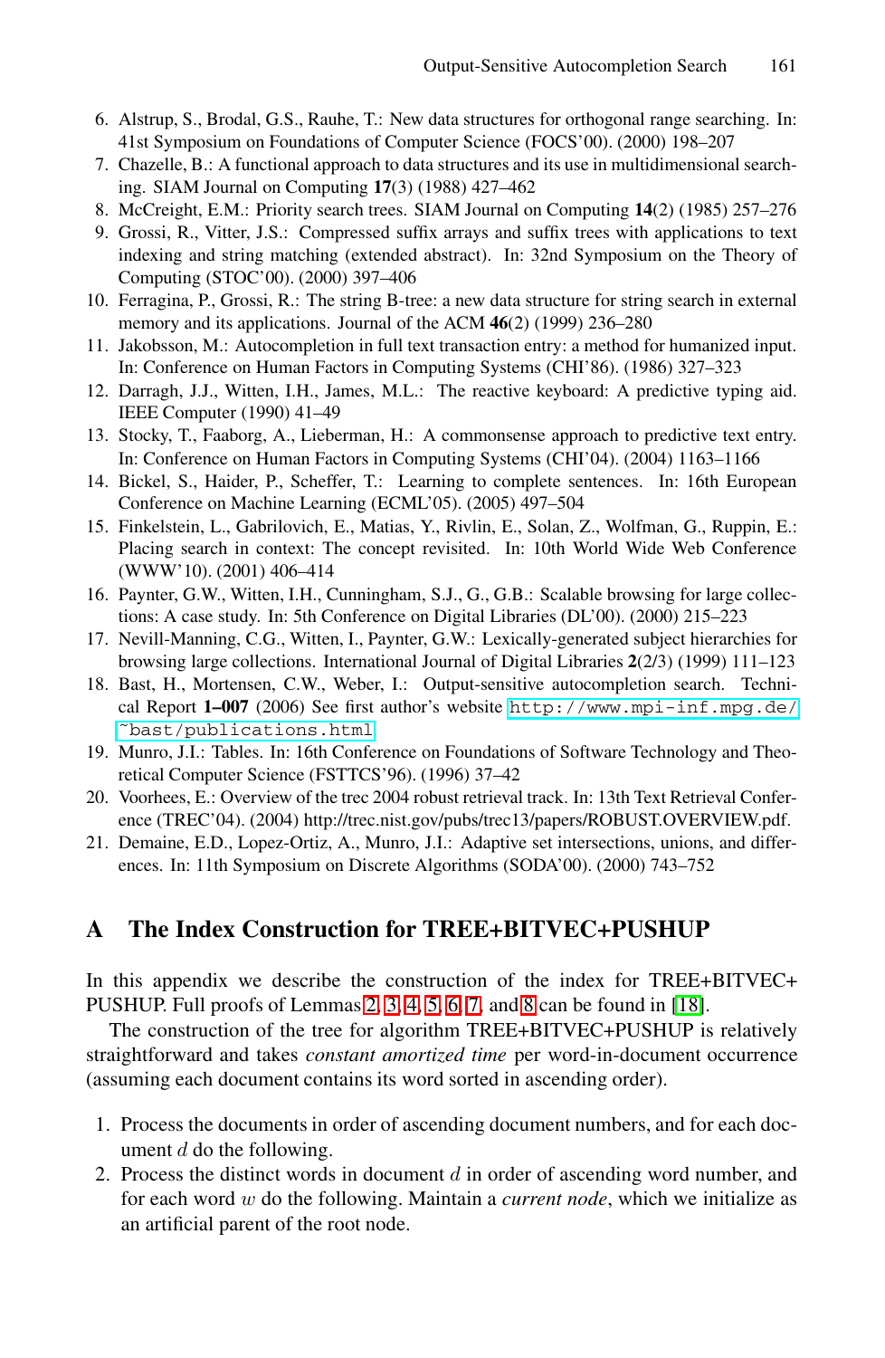6. Alstrup, S., Brodal, G.S., Rauhe, T.: New data structures for orthogonal range searching. In: 41st Symposium on Foundations of Computer Science (FOCS'00). (2000) 198–207
7. Chazelle, B.: A functional approach to data structures and its use in multidimensional searching. SIAM Journal on Computing **17**(3) (1988) 427–462
8. McCreight, E.M.: Priority search trees. SIAM Journal on Computing **14**(2) (1985) 257–276
9. Grossi, R., Vitter, J.S.: Compressed suffix arrays and suffix trees with applications to text indexing and string matching (extended abstract). In: 32nd Symposium on the Theory of Computing (STOC'00). (2000) 397–406
10. Ferragina, P., Grossi, R.: The string B-tree: a new data structure for string search in external memory and its applications. Journal of the ACM **46**(2) (1999) 236–280
11. Jakobsson, M.: Autocompletion in full text transaction entry: a method for humanized input. In: Conference on Human Factors in Computing Systems (CHI'86). (1986) 327–323
12. Darragh, J.J., Witten, I.H., James, M.L.: The reactive keyboard: A predictive typing aid. IEEE Computer (1990) 41–49
13. Stocky, T., Faaborg, A., Lieberman, H.: A commonsense approach to predictive text entry. In: Conference on Human Factors in Computing Systems (CHI'04). (2004) 1163–1166
14. Bickel, S., Haider, P., Scheffer, T.: Learning to complete sentences. In: 16th European Conference on Machine Learning (ECML'05). (2005) 497–504
15. Finkelstein, L., Gabrilovich, E., Matias, Y., Rivlin, E., Solan, Z., Wolfman, G., Ruppin, E.: Placing search in context: The concept revisited. In: 10th World Wide Web Conference (WWW'10). (2001) 406–414
16. Paynter, G.W., Witten, I.H., Cunningham, S.J., G., G.B.: Scalable browsing for large collections: A case study. In: 5th Conference on Digital Libraries (DL'00). (2000) 215–223
17. Nevill-Manning, C.G., Witten, I., Paynter, G.W.: Lexically-generated subject hierarchies for browsing large collections. International Journal of Digital Libraries **2**(2/3) (1999) 111–123
18. Bast, H., Mortensen, C.W., Weber, I.: Output-sensitive autocompletion search. Technical Report **1–007** (2006) See first author's website http://www.mpi-inf.mpg.de/~bast/publications.html
19. Munro, J.I.: Tables. In: 16th Conference on Foundations of Software Technology and Theoretical Computer Science (FSTTCS'96). (1996) 37–42
20. Voorhees, E.: Overview of the trec 2004 robust retrieval track. In: 13th Text Retrieval Conference (TREC'04). (2004) http://trec.nist.gov/pubs/trec13/papers/ROBUST.OVERVIEW.pdf.
21. Demaine, E.D., Lopez-Ortiz, A., Munro, J.I.: Adaptive set intersections, unions, and differences. In: 11th Symposium on Discrete Algorithms (SODA'00). (2000) 743–752

## A The Index Construction for TREE+BITVEC+PUSHUP

In this appendix we describe the construction of the index for TREE+BITVEC+PUSHUP. Full proofs of Lemmas 2, 3, 4, 5, 6, 7, and 8 can be found in [18].

The construction of the tree for algorithm TREE+BITVEC+PUSHUP is relatively straightforward and takes *constant amortized time* per word-in-document occurrence (assuming each document contains its word sorted in ascending order).

1. Process the documents in order of ascending document numbers, and for each document $d$ do the following.
2. Process the distinct words in document $d$ in order of ascending word number, and for each word $w$ do the following. Maintain a *current node*, which we initialize as an artificial parent of the root node.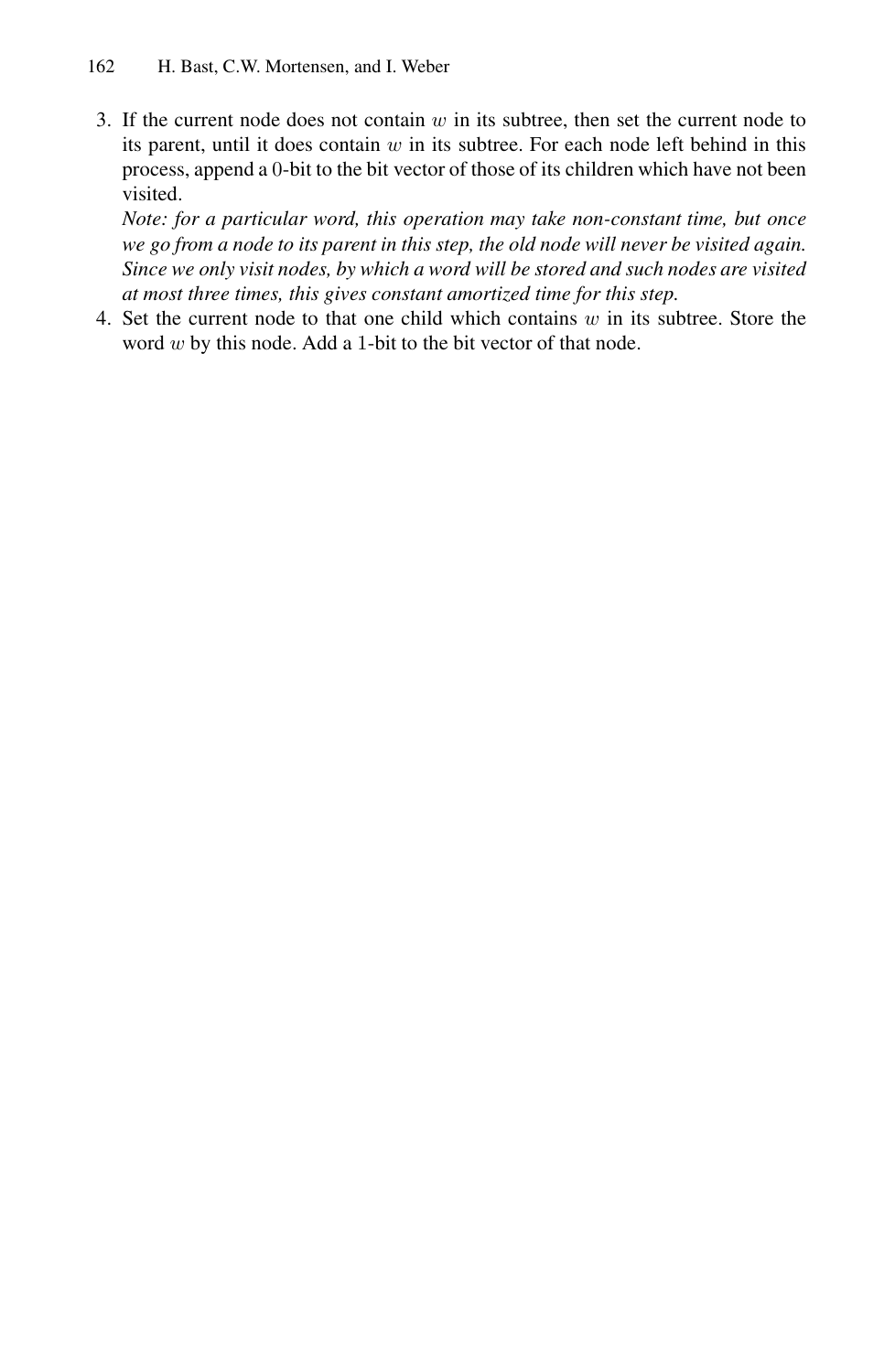3. If the current node does not contain $w$ in its subtree, then set the current node to its parent, until it does contain $w$ in its subtree. For each node left behind in this process, append a $0$-bit to the bit vector of those of its children which have not been visited.

   *Note: for a particular word, this operation may take non-constant time, but once we go from a node to its parent in this step, the old node will never be visited again. Since we only visit nodes, by which a word will be stored and such nodes are visited at most three times, this gives constant amortized time for this step.*
4. Set the current node to that one child which contains $w$ in its subtree. Store the word $w$ by this node. Add a $1$-bit to the bit vector of that node.